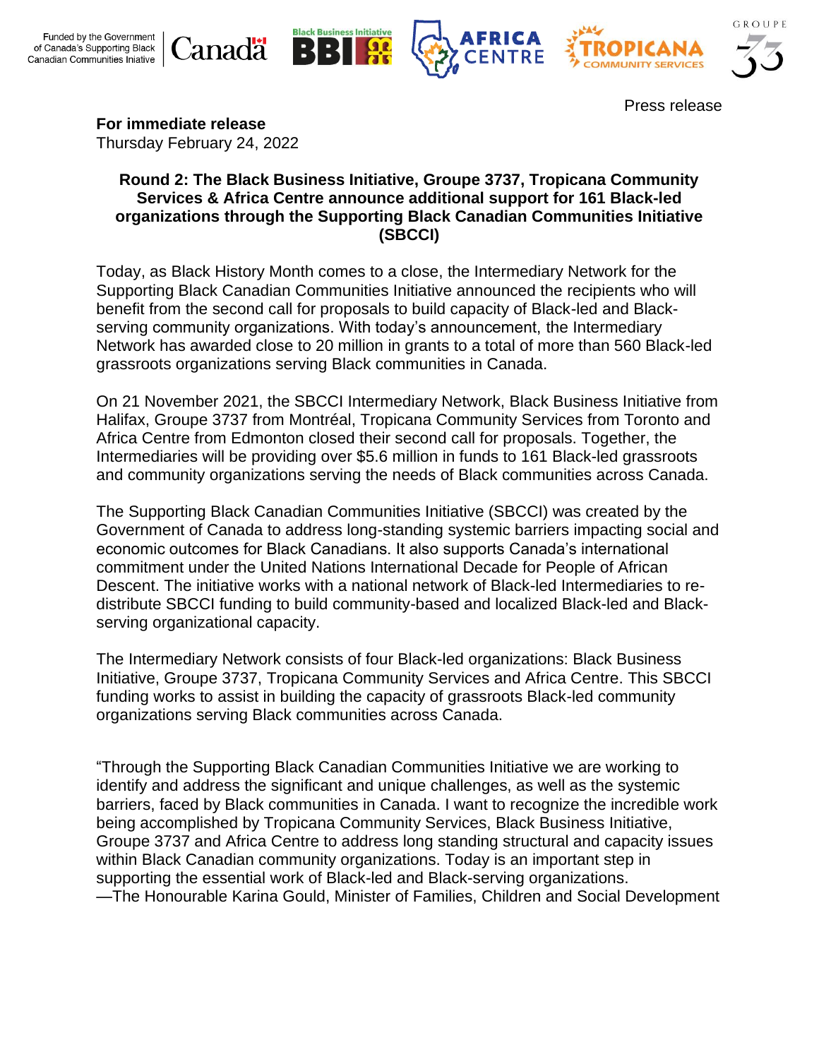Funded by the Government of Canada's Supporting Black Canadian Communities Iniative

Press release

**For immediate release**
Thursday February 24, 2022

**Round 2: The Black Business Initiative, Groupe 3737, Tropicana Community Services & Africa Centre announce additional support for 161 Black-led organizations through the Supporting Black Canadian Communities Initiative (SBCCI)**

Today, as Black History Month comes to a close, the Intermediary Network for the Supporting Black Canadian Communities Initiative announced the recipients who will benefit from the second call for proposals to build capacity of Black-led and Black-serving community organizations. With today's announcement, the Intermediary Network has awarded close to 20 million in grants to a total of more than 560 Black-led grassroots organizations serving Black communities in Canada.

On 21 November 2021, the SBCCI Intermediary Network, Black Business Initiative from Halifax, Groupe 3737 from Montréal, Tropicana Community Services from Toronto and Africa Centre from Edmonton closed their second call for proposals. Together, the Intermediaries will be providing over $5.6 million in funds to 161 Black-led grassroots and community organizations serving the needs of Black communities across Canada.

The Supporting Black Canadian Communities Initiative (SBCCI) was created by the Government of Canada to address long-standing systemic barriers impacting social and economic outcomes for Black Canadians. It also supports Canada's international commitment under the United Nations International Decade for People of African Descent. The initiative works with a national network of Black-led Intermediaries to re-distribute SBCCI funding to build community-based and localized Black-led and Black-serving organizational capacity.

The Intermediary Network consists of four Black-led organizations: Black Business Initiative, Groupe 3737, Tropicana Community Services and Africa Centre. This SBCCI funding works to assist in building the capacity of grassroots Black-led community organizations serving Black communities across Canada.

"Through the Supporting Black Canadian Communities Initiative we are working to identify and address the significant and unique challenges, as well as the systemic barriers, faced by Black communities in Canada. I want to recognize the incredible work being accomplished by Tropicana Community Services, Black Business Initiative, Groupe 3737 and Africa Centre to address long standing structural and capacity issues within Black Canadian community organizations. Today is an important step in supporting the essential work of Black-led and Black-serving organizations.
—The Honourable Karina Gould, Minister of Families, Children and Social Development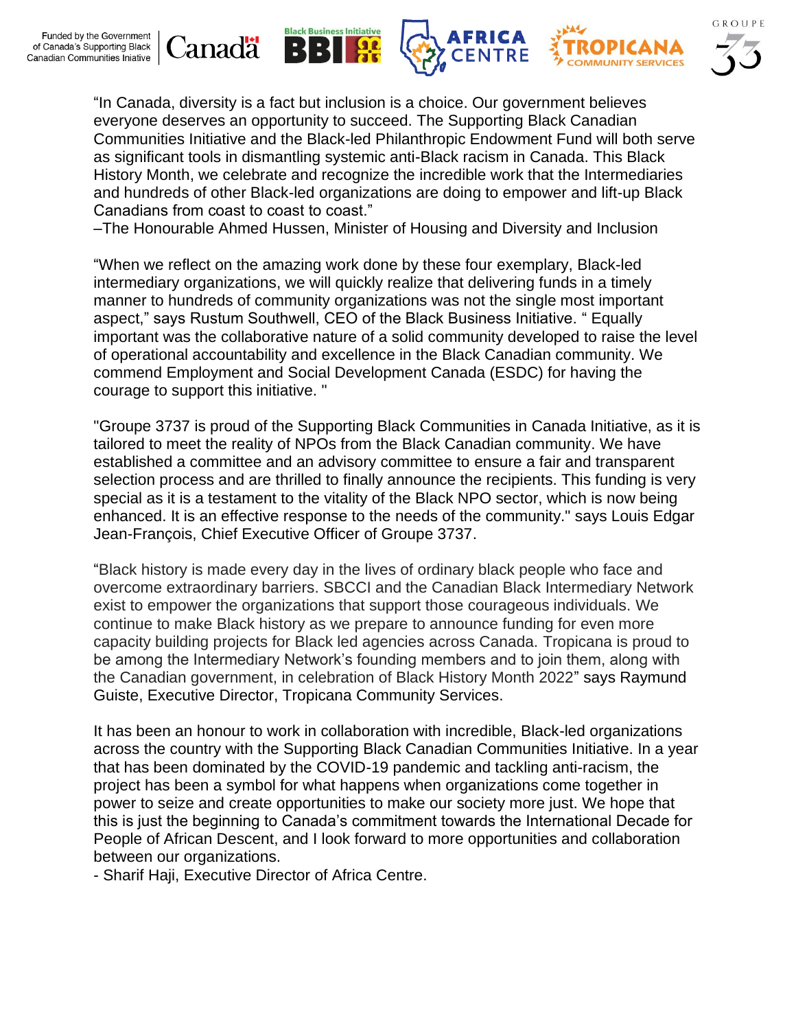"In Canada, diversity is a fact but inclusion is a choice. Our government believes everyone deserves an opportunity to succeed. The Supporting Black Canadian Communities Initiative and the Black-led Philanthropic Endowment Fund will both serve as significant tools in dismantling systemic anti-Black racism in Canada. This Black History Month, we celebrate and recognize the incredible work that the Intermediaries and hundreds of other Black-led organizations are doing to empower and lift-up Black Canadians from coast to coast to coast."
–The Honourable Ahmed Hussen, Minister of Housing and Diversity and Inclusion

"When we reflect on the amazing work done by these four exemplary, Black-led intermediary organizations, we will quickly realize that delivering funds in a timely manner to hundreds of community organizations was not the single most important aspect," says Rustum Southwell, CEO of the Black Business Initiative. " Equally important was the collaborative nature of a solid community developed to raise the level of operational accountability and excellence in the Black Canadian community. We commend Employment and Social Development Canada (ESDC) for having the courage to support this initiative. "

"Groupe 3737 is proud of the Supporting Black Communities in Canada Initiative, as it is tailored to meet the reality of NPOs from the Black Canadian community. We have established a committee and an advisory committee to ensure a fair and transparent selection process and are thrilled to finally announce the recipients. This funding is very special as it is a testament to the vitality of the Black NPO sector, which is now being enhanced. It is an effective response to the needs of the community." says Louis Edgar Jean-François, Chief Executive Officer of Groupe 3737.

"Black history is made every day in the lives of ordinary black people who face and overcome extraordinary barriers. SBCCI and the Canadian Black Intermediary Network exist to empower the organizations that support those courageous individuals. We continue to make Black history as we prepare to announce funding for even more capacity building projects for Black led agencies across Canada. Tropicana is proud to be among the Intermediary Network's founding members and to join them, along with the Canadian government, in celebration of Black History Month 2022" says Raymund Guiste, Executive Director, Tropicana Community Services.

It has been an honour to work in collaboration with incredible, Black-led organizations across the country with the Supporting Black Canadian Communities Initiative. In a year that has been dominated by the COVID-19 pandemic and tackling anti-racism, the project has been a symbol for what happens when organizations come together in power to seize and create opportunities to make our society more just. We hope that this is just the beginning to Canada's commitment towards the International Decade for People of African Descent, and I look forward to more opportunities and collaboration between our organizations.
- Sharif Haji, Executive Director of Africa Centre.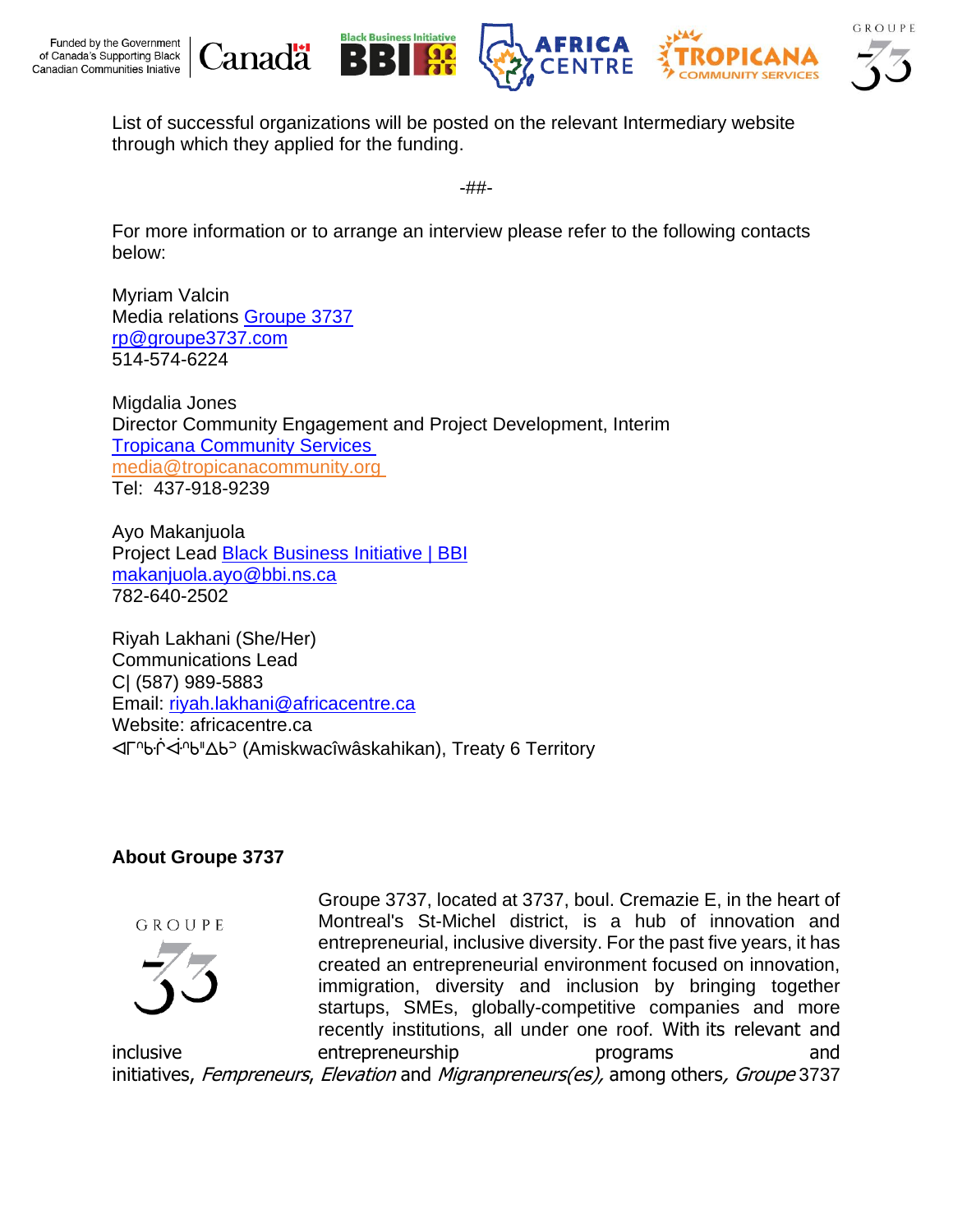List of successful organizations will be posted on the relevant Intermediary website through which they applied for the funding.

-##-

For more information or to arrange an interview please refer to the following contacts below:

Myriam Valcin
Media relations Groupe 3737
rp@groupe3737.com
514-574-6224

Migdalia Jones
Director Community Engagement and Project Development, Interim
Tropicana Community Services
media@tropicanacommunity.org
Tel: 437-918-9239

Ayo Makanjuola
Project Lead Black Business Initiative | BBI
makanjuola.ayo@bbi.ns.ca
782-640-2502

Riyah Lakhani (She/Her)
Communications Lead
C| (587) 989-5883
Email: riyah.lakhani@africacentre.ca
Website: africacentre.ca
ᐊᒥᐢᑲᐧᒌᐚᐢᑲᐦᐃᑲᐣ (Amiskwacîwâskahikan), Treaty 6 Territory

**About Groupe 3737**

Groupe 3737, located at 3737, boul. Cremazie E, in the heart of Montreal's St-Michel district, is a hub of innovation and entrepreneurial, inclusive diversity. For the past five years, it has created an entrepreneurial environment focused on innovation, immigration, diversity and inclusion by bringing together startups, SMEs, globally-competitive companies and more recently institutions, all under one roof. With its relevant and inclusive entrepreneurship programs and initiatives, *Fempreneurs*, *Elevation* and *Migranpreneurs(es),* among others*, Groupe* 3737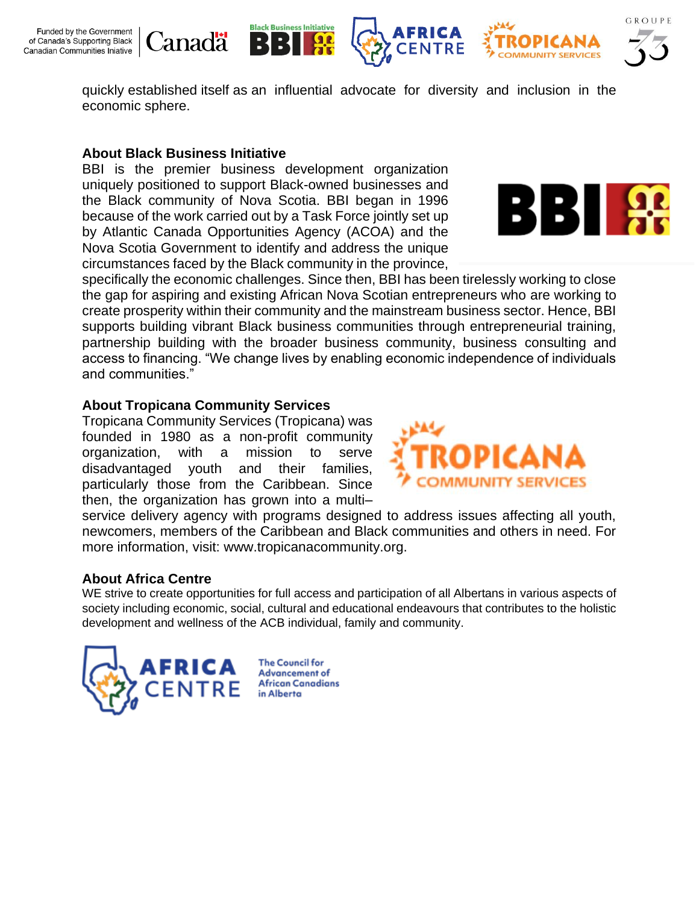quickly established itself as an influential advocate for diversity and inclusion in the economic sphere.

### About Black Business Initiative

BBI is the premier business development organization uniquely positioned to support Black-owned businesses and the Black community of Nova Scotia. BBI began in 1996 because of the work carried out by a Task Force jointly set up by Atlantic Canada Opportunities Agency (ACOA) and the Nova Scotia Government to identify and address the unique circumstances faced by the Black community in the province, specifically the economic challenges. Since then, BBI has been tirelessly working to close the gap for aspiring and existing African Nova Scotian entrepreneurs who are working to create prosperity within their community and the mainstream business sector. Hence, BBI supports building vibrant Black business communities through entrepreneurial training, partnership building with the broader business community, business consulting and access to financing. “We change lives by enabling economic independence of individuals and communities.”

### About Tropicana Community Services

Tropicana Community Services (Tropicana) was founded in 1980 as a non-profit community organization, with a mission to serve disadvantaged youth and their families, particularly those from the Caribbean. Since then, the organization has grown into a multi–service delivery agency with programs designed to address issues affecting all youth, newcomers, members of the Caribbean and Black communities and others in need. For more information, visit: www.tropicanacommunity.org.

### About Africa Centre

WE strive to create opportunities for full access and participation of all Albertans in various aspects of society including economic, social, cultural and educational endeavours that contributes to the holistic development and wellness of the ACB individual, family and community.

AFRICA CENTRE
The Council for Advancement of African Canadians in Alberta